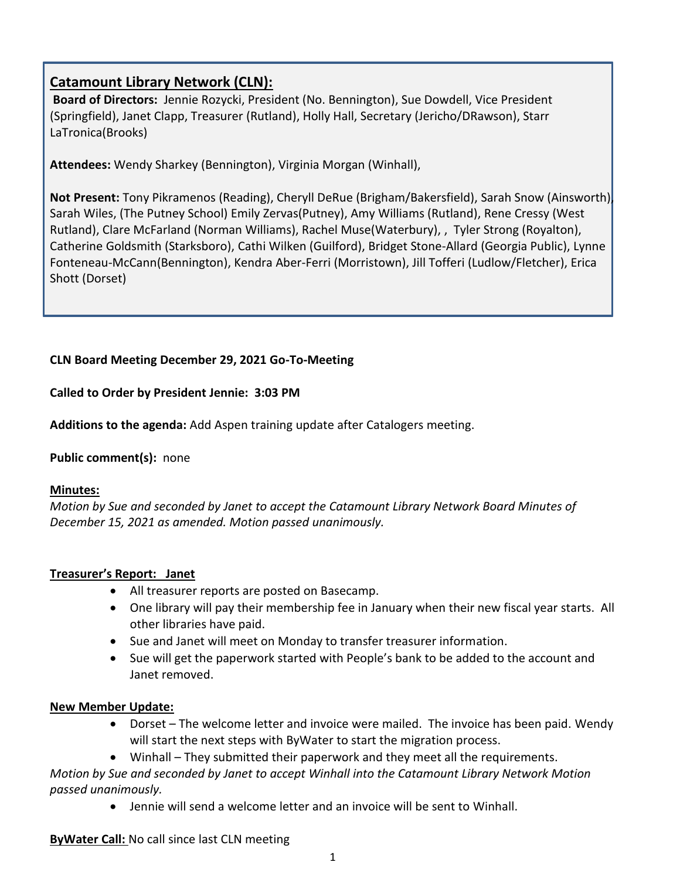## Catamount Library Network (CLN):

**Board of Directors:** Jennie Rozycki, President (No. Bennington), Sue Dowdell, Vice President (Springfield), Janet Clapp, Treasurer (Rutland), Holly Hall, Secretary (Jericho/DRawson), Starr LaTronica(Brooks)

**Attendees:** Wendy Sharkey (Bennington), Virginia Morgan (Winhall),

**Not Present:** Tony Pikramenos (Reading), Cheryll DeRue (Brigham/Bakersfield), Sarah Snow (Ainsworth), Sarah Wiles, (The Putney School) Emily Zervas(Putney), Amy Williams (Rutland), Rene Cressy (West Rutland), Clare McFarland (Norman Williams), Rachel Muse(Waterbury), , Tyler Strong (Royalton), Catherine Goldsmith (Starksboro), Cathi Wilken (Guilford), Bridget Stone-Allard (Georgia Public), Lynne Fonteneau-McCann(Bennington), Kendra Aber-Ferri (Morristown), Jill Tofferi (Ludlow/Fletcher), Erica Shott (Dorset)

**CLN Board Meeting December 29, 2021 Go-To-Meeting**

**Called to Order by President Jennie: 3:03 PM**

**Additions to the agenda:** Add Aspen training update after Catalogers meeting.

**Public comment(s):** none

**Minutes:**

*Motion by Sue and seconded by Janet to accept the Catamount Library Network Board Minutes of December 15, 2021 as amended. Motion passed unanimously.*

**Treasurer's Report: Janet**

- All treasurer reports are posted on Basecamp.
- One library will pay their membership fee in January when their new fiscal year starts. All other libraries have paid.
- Sue and Janet will meet on Monday to transfer treasurer information.
- Sue will get the paperwork started with People's bank to be added to the account and Janet removed.

**New Member Update:**

- Dorset – The welcome letter and invoice were mailed. The invoice has been paid. Wendy will start the next steps with ByWater to start the migration process.
- Winhall – They submitted their paperwork and they meet all the requirements.

*Motion by Sue and seconded by Janet to accept Winhall into the Catamount Library Network Motion passed unanimously.*

- Jennie will send a welcome letter and an invoice will be sent to Winhall.

**ByWater Call:** No call since last CLN meeting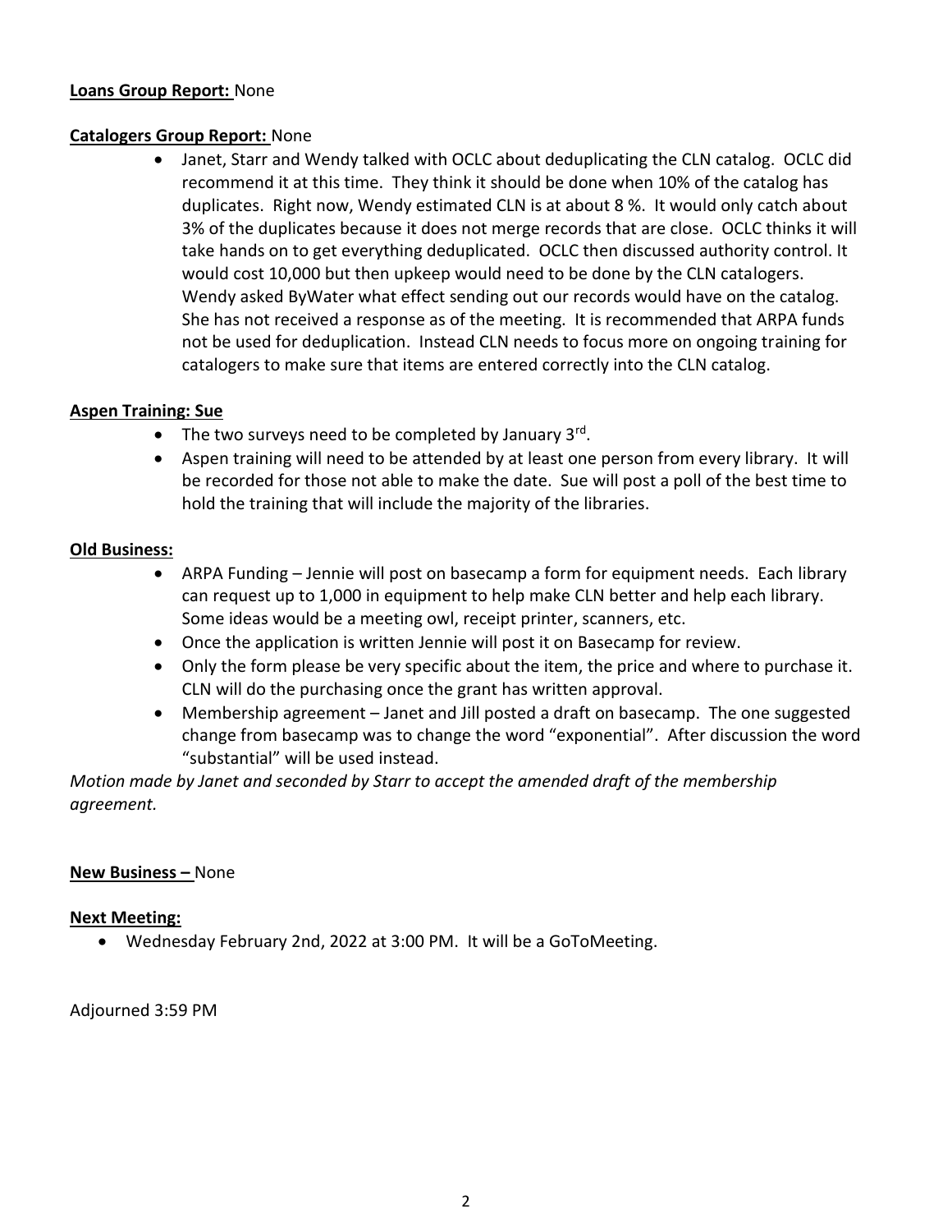**Loans Group Report:** None

**Catalogers Group Report:** None

- Janet, Starr and Wendy talked with OCLC about deduplicating the CLN catalog. OCLC did recommend it at this time. They think it should be done when 10% of the catalog has duplicates. Right now, Wendy estimated CLN is at about 8 %. It would only catch about 3% of the duplicates because it does not merge records that are close. OCLC thinks it will take hands on to get everything deduplicated. OCLC then discussed authority control. It would cost 10,000 but then upkeep would need to be done by the CLN catalogers. Wendy asked ByWater what effect sending out our records would have on the catalog. She has not received a response as of the meeting. It is recommended that ARPA funds not be used for deduplication. Instead CLN needs to focus more on ongoing training for catalogers to make sure that items are entered correctly into the CLN catalog.

**Aspen Training: Sue**

- The two surveys need to be completed by January 3rd.
- Aspen training will need to be attended by at least one person from every library. It will be recorded for those not able to make the date. Sue will post a poll of the best time to hold the training that will include the majority of the libraries.

**Old Business:**

- ARPA Funding – Jennie will post on basecamp a form for equipment needs. Each library can request up to 1,000 in equipment to help make CLN better and help each library. Some ideas would be a meeting owl, receipt printer, scanners, etc.
- Once the application is written Jennie will post it on Basecamp for review.
- Only the form please be very specific about the item, the price and where to purchase it. CLN will do the purchasing once the grant has written approval.
- Membership agreement – Janet and Jill posted a draft on basecamp. The one suggested change from basecamp was to change the word "exponential". After discussion the word "substantial" will be used instead.

*Motion made by Janet and seconded by Starr to accept the amended draft of the membership agreement.*

**New Business –** None

**Next Meeting:**

- Wednesday February 2nd, 2022 at 3:00 PM. It will be a GoToMeeting.

Adjourned 3:59 PM